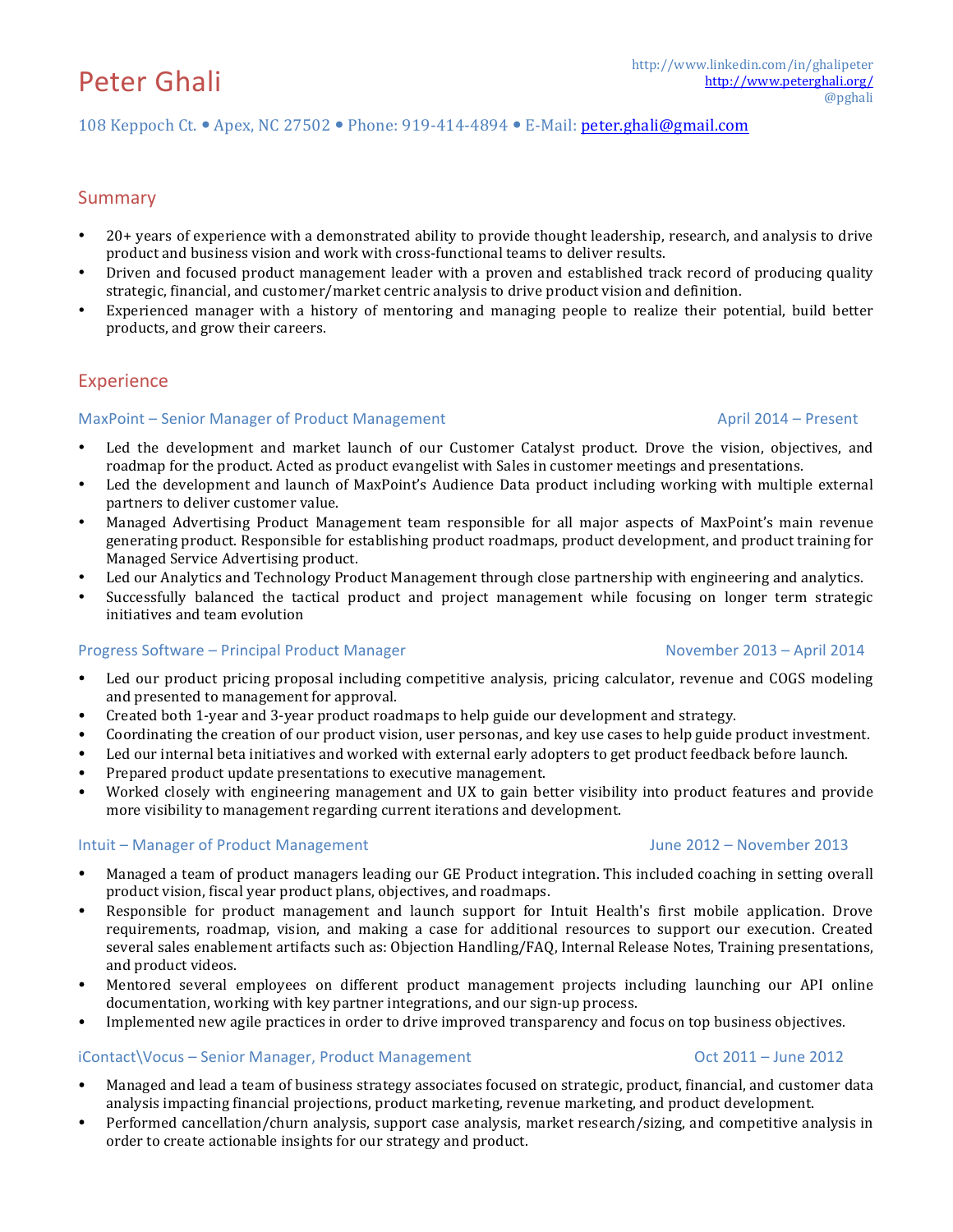# Peter Ghali

http://www.linkedin.com/in/ghalipeter
http://www.peterghali.org/
@pghali

108 Keppoch Ct. • Apex, NC 27502 • Phone: 919-414-4894 • E-Mail: peter.ghali@gmail.com

## Summary

- 20+ years of experience with a demonstrated ability to provide thought leadership, research, and analysis to drive product and business vision and work with cross-functional teams to deliver results.
- Driven and focused product management leader with a proven and established track record of producing quality strategic, financial, and customer/market centric analysis to drive product vision and definition.
- Experienced manager with a history of mentoring and managing people to realize their potential, build better products, and grow their careers.

## Experience

### MaxPoint – Senior Manager of Product Management — April 2014 – Present

- Led the development and market launch of our Customer Catalyst product. Drove the vision, objectives, and roadmap for the product. Acted as product evangelist with Sales in customer meetings and presentations.
- Led the development and launch of MaxPoint's Audience Data product including working with multiple external partners to deliver customer value.
- Managed Advertising Product Management team responsible for all major aspects of MaxPoint's main revenue generating product. Responsible for establishing product roadmaps, product development, and product training for Managed Service Advertising product.
- Led our Analytics and Technology Product Management through close partnership with engineering and analytics.
- Successfully balanced the tactical product and project management while focusing on longer term strategic initiatives and team evolution

### Progress Software – Principal Product Manager — November 2013 – April 2014

- Led our product pricing proposal including competitive analysis, pricing calculator, revenue and COGS modeling and presented to management for approval.
- Created both 1-year and 3-year product roadmaps to help guide our development and strategy.
- Coordinating the creation of our product vision, user personas, and key use cases to help guide product investment.
- Led our internal beta initiatives and worked with external early adopters to get product feedback before launch.
- Prepared product update presentations to executive management.
- Worked closely with engineering management and UX to gain better visibility into product features and provide more visibility to management regarding current iterations and development.

### Intuit – Manager of Product Management — June 2012 – November 2013

- Managed a team of product managers leading our GE Product integration. This included coaching in setting overall product vision, fiscal year product plans, objectives, and roadmaps.
- Responsible for product management and launch support for Intuit Health's first mobile application. Drove requirements, roadmap, vision, and making a case for additional resources to support our execution. Created several sales enablement artifacts such as: Objection Handling/FAQ, Internal Release Notes, Training presentations, and product videos.
- Mentored several employees on different product management projects including launching our API online documentation, working with key partner integrations, and our sign-up process.
- Implemented new agile practices in order to drive improved transparency and focus on top business objectives.

### iContact\Vocus – Senior Manager, Product Management — Oct 2011 – June 2012

- Managed and lead a team of business strategy associates focused on strategic, product, financial, and customer data analysis impacting financial projections, product marketing, revenue marketing, and product development.
- Performed cancellation/churn analysis, support case analysis, market research/sizing, and competitive analysis in order to create actionable insights for our strategy and product.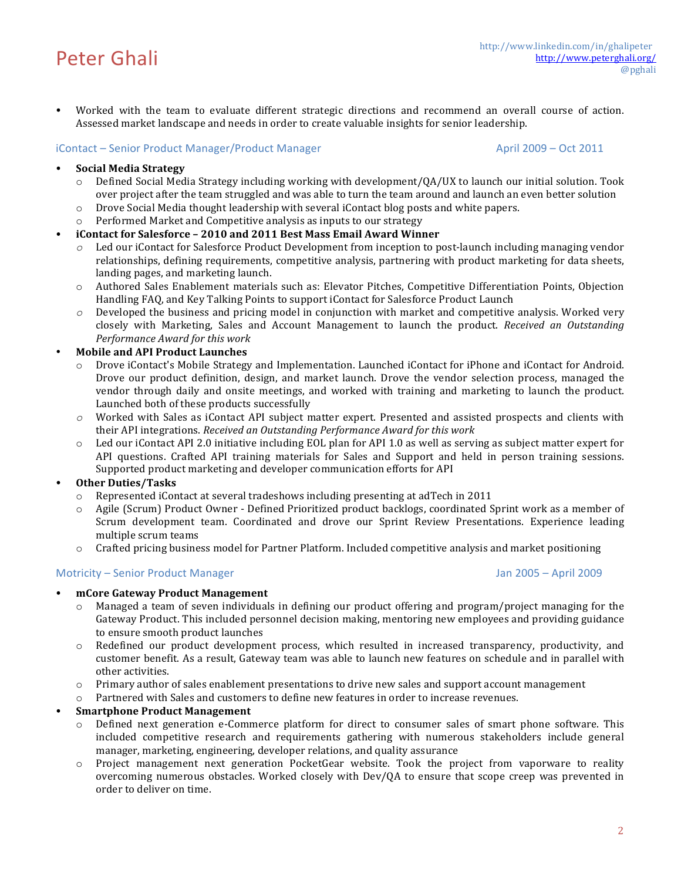- Worked with the team to evaluate different strategic directions and recommend an overall course of action. Assessed market landscape and needs in order to create valuable insights for senior leadership.

### iContact – Senior Product Manager/Product Manager April 2009 – Oct 2011

- **Social Media Strategy**
  - Defined Social Media Strategy including working with development/QA/UX to launch our initial solution. Took over project after the team struggled and was able to turn the team around and launch an even better solution
  - Drove Social Media thought leadership with several iContact blog posts and white papers.
  - Performed Market and Competitive analysis as inputs to our strategy
- **iContact for Salesforce – 2010 and 2011 Best Mass Email Award Winner**
  - Led our iContact for Salesforce Product Development from inception to post-launch including managing vendor relationships, defining requirements, competitive analysis, partnering with product marketing for data sheets, landing pages, and marketing launch.
  - Authored Sales Enablement materials such as: Elevator Pitches, Competitive Differentiation Points, Objection Handling FAQ, and Key Talking Points to support iContact for Salesforce Product Launch
  - Developed the business and pricing model in conjunction with market and competitive analysis. Worked very closely with Marketing, Sales and Account Management to launch the product. *Received an Outstanding Performance Award for this work*
- **Mobile and API Product Launches**
  - Drove iContact's Mobile Strategy and Implementation. Launched iContact for iPhone and iContact for Android. Drove our product definition, design, and market launch. Drove the vendor selection process, managed the vendor through daily and onsite meetings, and worked with training and marketing to launch the product. Launched both of these products successfully
  - Worked with Sales as iContact API subject matter expert. Presented and assisted prospects and clients with their API integrations. *Received an Outstanding Performance Award for this work*
  - Led our iContact API 2.0 initiative including EOL plan for API 1.0 as well as serving as subject matter expert for API questions. Crafted API training materials for Sales and Support and held in person training sessions. Supported product marketing and developer communication efforts for API
- **Other Duties/Tasks**
  - Represented iContact at several tradeshows including presenting at adTech in 2011
  - Agile (Scrum) Product Owner - Defined Prioritized product backlogs, coordinated Sprint work as a member of Scrum development team. Coordinated and drove our Sprint Review Presentations. Experience leading multiple scrum teams
  - Crafted pricing business model for Partner Platform. Included competitive analysis and market positioning

### Motricity – Senior Product Manager Jan 2005 – April 2009

- **mCore Gateway Product Management**
  - Managed a team of seven individuals in defining our product offering and program/project managing for the Gateway Product. This included personnel decision making, mentoring new employees and providing guidance to ensure smooth product launches
  - Redefined our product development process, which resulted in increased transparency, productivity, and customer benefit. As a result, Gateway team was able to launch new features on schedule and in parallel with other activities.
  - Primary author of sales enablement presentations to drive new sales and support account management
  - Partnered with Sales and customers to define new features in order to increase revenues.
- **Smartphone Product Management**
  - Defined next generation e-Commerce platform for direct to consumer sales of smart phone software. This included competitive research and requirements gathering with numerous stakeholders include general manager, marketing, engineering, developer relations, and quality assurance
  - Project management next generation PocketGear website. Took the project from vaporware to reality overcoming numerous obstacles. Worked closely with Dev/QA to ensure that scope creep was prevented in order to deliver on time.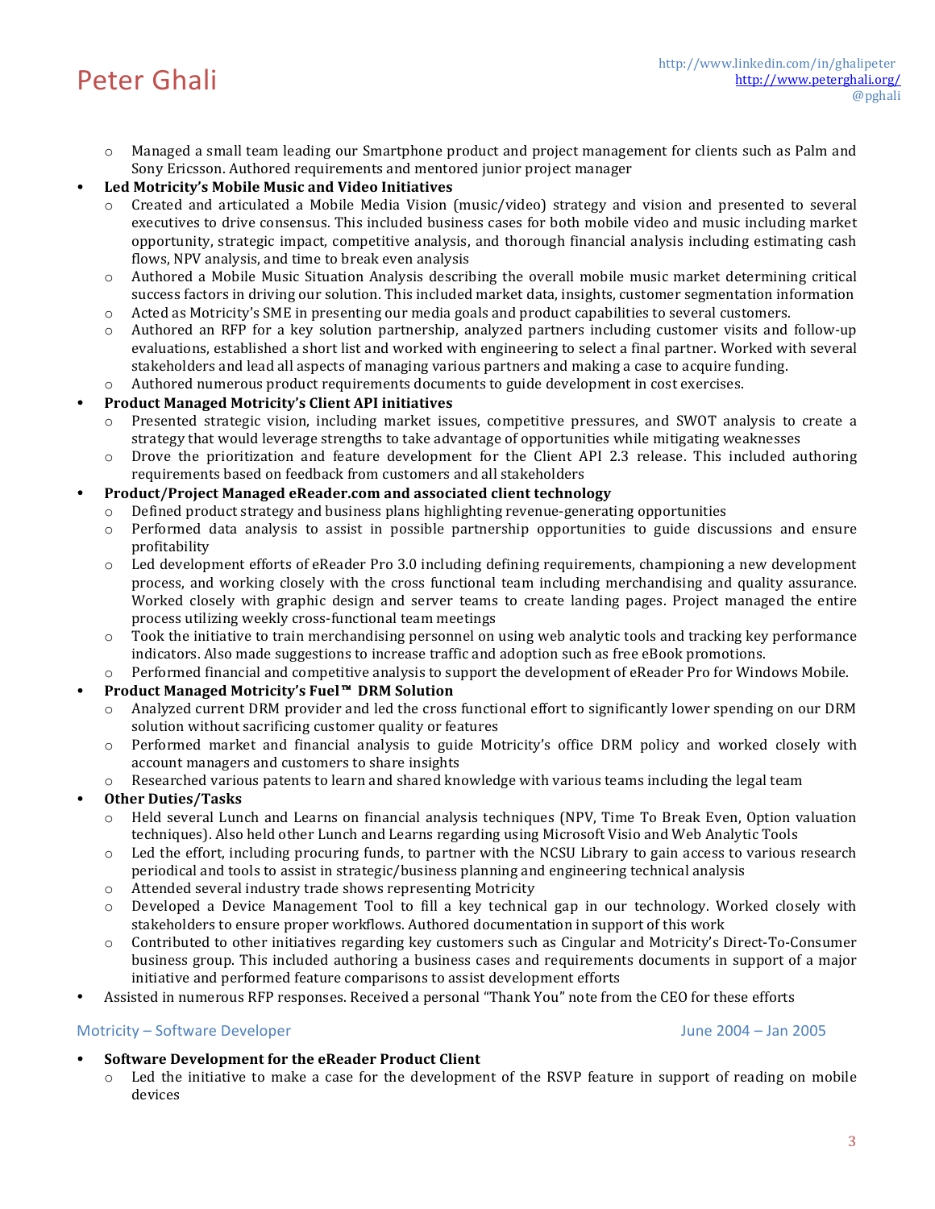- Managed a small team leading our Smartphone product and project management for clients such as Palm and Sony Ericsson. Authored requirements and mentored junior project manager

- **Led Motricity's Mobile Music and Video Initiatives**
  - Created and articulated a Mobile Media Vision (music/video) strategy and vision and presented to several executives to drive consensus. This included business cases for both mobile video and music including market opportunity, strategic impact, competitive analysis, and thorough financial analysis including estimating cash flows, NPV analysis, and time to break even analysis
  - Authored a Mobile Music Situation Analysis describing the overall mobile music market determining critical success factors in driving our solution. This included market data, insights, customer segmentation information
  - Acted as Motricity's SME in presenting our media goals and product capabilities to several customers.
  - Authored an RFP for a key solution partnership, analyzed partners including customer visits and follow-up evaluations, established a short list and worked with engineering to select a final partner. Worked with several stakeholders and lead all aspects of managing various partners and making a case to acquire funding.
  - Authored numerous product requirements documents to guide development in cost exercises.
- **Product Managed Motricity's Client API initiatives**
  - Presented strategic vision, including market issues, competitive pressures, and SWOT analysis to create a strategy that would leverage strengths to take advantage of opportunities while mitigating weaknesses
  - Drove the prioritization and feature development for the Client API 2.3 release. This included authoring requirements based on feedback from customers and all stakeholders
- **Product/Project Managed eReader.com and associated client technology**
  - Defined product strategy and business plans highlighting revenue-generating opportunities
  - Performed data analysis to assist in possible partnership opportunities to guide discussions and ensure profitability
  - Led development efforts of eReader Pro 3.0 including defining requirements, championing a new development process, and working closely with the cross functional team including merchandising and quality assurance. Worked closely with graphic design and server teams to create landing pages. Project managed the entire process utilizing weekly cross-functional team meetings
  - Took the initiative to train merchandising personnel on using web analytic tools and tracking key performance indicators. Also made suggestions to increase traffic and adoption such as free eBook promotions.
  - Performed financial and competitive analysis to support the development of eReader Pro for Windows Mobile.
- **Product Managed Motricity's Fuel™ DRM Solution**
  - Analyzed current DRM provider and led the cross functional effort to significantly lower spending on our DRM solution without sacrificing customer quality or features
  - Performed market and financial analysis to guide Motricity's office DRM policy and worked closely with account managers and customers to share insights
  - Researched various patents to learn and shared knowledge with various teams including the legal team
- **Other Duties/Tasks**
  - Held several Lunch and Learns on financial analysis techniques (NPV, Time To Break Even, Option valuation techniques). Also held other Lunch and Learns regarding using Microsoft Visio and Web Analytic Tools
  - Led the effort, including procuring funds, to partner with the NCSU Library to gain access to various research periodical and tools to assist in strategic/business planning and engineering technical analysis
  - Attended several industry trade shows representing Motricity
  - Developed a Device Management Tool to fill a key technical gap in our technology. Worked closely with stakeholders to ensure proper workflows. Authored documentation in support of this work
  - Contributed to other initiatives regarding key customers such as Cingular and Motricity's Direct-To-Consumer business group. This included authoring a business cases and requirements documents in support of a major initiative and performed feature comparisons to assist development efforts
- Assisted in numerous RFP responses. Received a personal "Thank You" note from the CEO for these efforts

### Motricity – Software Developer — June 2004 – Jan 2005

- **Software Development for the eReader Product Client**
  - Led the initiative to make a case for the development of the RSVP feature in support of reading on mobile devices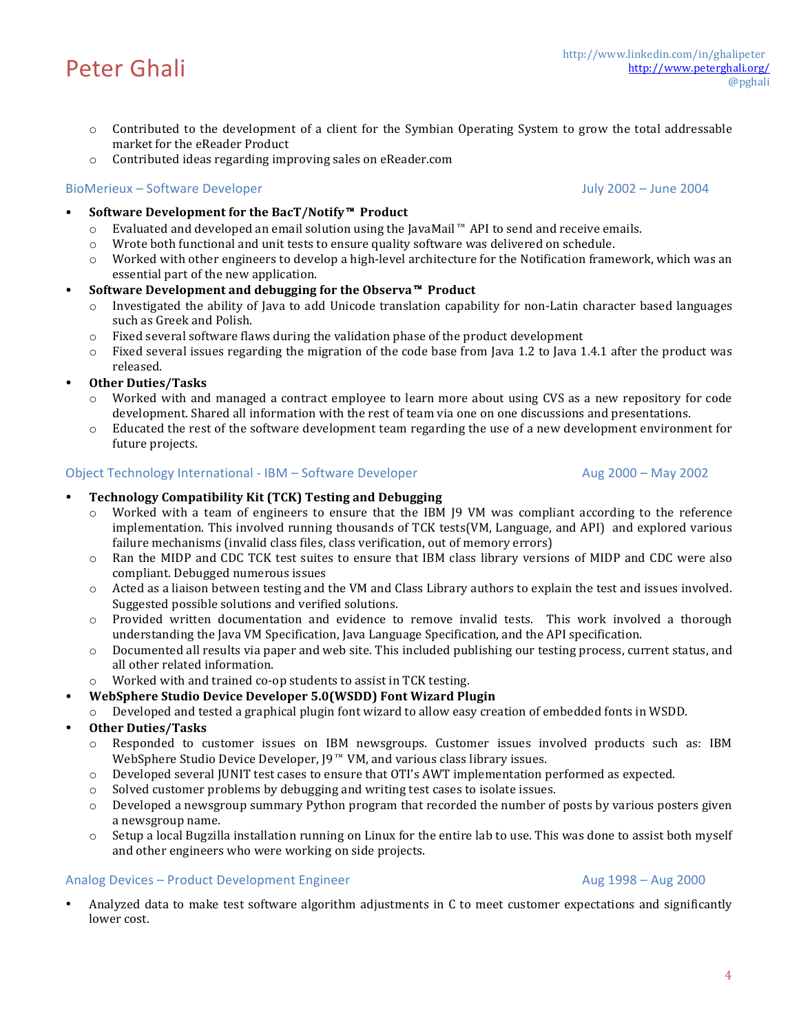- Contributed to the development of a client for the Symbian Operating System to grow the total addressable market for the eReader Product
- Contributed ideas regarding improving sales on eReader.com

### BioMerieux – Software Developer — July 2002 – June 2004

- **Software Development for the BacT/Notify™ Product**
  - Evaluated and developed an email solution using the JavaMail™ API to send and receive emails.
  - Wrote both functional and unit tests to ensure quality software was delivered on schedule.
  - Worked with other engineers to develop a high-level architecture for the Notification framework, which was an essential part of the new application.
- **Software Development and debugging for the Observa™ Product**
  - Investigated the ability of Java to add Unicode translation capability for non-Latin character based languages such as Greek and Polish.
  - Fixed several software flaws during the validation phase of the product development
  - Fixed several issues regarding the migration of the code base from Java 1.2 to Java 1.4.1 after the product was released.
- **Other Duties/Tasks**
  - Worked with and managed a contract employee to learn more about using CVS as a new repository for code development. Shared all information with the rest of team via one on one discussions and presentations.
  - Educated the rest of the software development team regarding the use of a new development environment for future projects.

### Object Technology International - IBM – Software Developer — Aug 2000 – May 2002

- **Technology Compatibility Kit (TCK) Testing and Debugging**
  - Worked with a team of engineers to ensure that the IBM J9 VM was compliant according to the reference implementation. This involved running thousands of TCK tests(VM, Language, and API) and explored various failure mechanisms (invalid class files, class verification, out of memory errors)
  - Ran the MIDP and CDC TCK test suites to ensure that IBM class library versions of MIDP and CDC were also compliant. Debugged numerous issues
  - Acted as a liaison between testing and the VM and Class Library authors to explain the test and issues involved. Suggested possible solutions and verified solutions.
  - Provided written documentation and evidence to remove invalid tests. This work involved a thorough understanding the Java VM Specification, Java Language Specification, and the API specification.
  - Documented all results via paper and web site. This included publishing our testing process, current status, and all other related information.
  - Worked with and trained co-op students to assist in TCK testing.
- **WebSphere Studio Device Developer 5.0(WSDD) Font Wizard Plugin**
  - Developed and tested a graphical plugin font wizard to allow easy creation of embedded fonts in WSDD.
- **Other Duties/Tasks**
  - Responded to customer issues on IBM newsgroups. Customer issues involved products such as: IBM WebSphere Studio Device Developer, J9™ VM, and various class library issues.
  - Developed several JUNIT test cases to ensure that OTI's AWT implementation performed as expected.
  - Solved customer problems by debugging and writing test cases to isolate issues.
  - Developed a newsgroup summary Python program that recorded the number of posts by various posters given a newsgroup name.
  - Setup a local Bugzilla installation running on Linux for the entire lab to use. This was done to assist both myself and other engineers who were working on side projects.

### Analog Devices – Product Development Engineer — Aug 1998 – Aug 2000

- Analyzed data to make test software algorithm adjustments in C to meet customer expectations and significantly lower cost.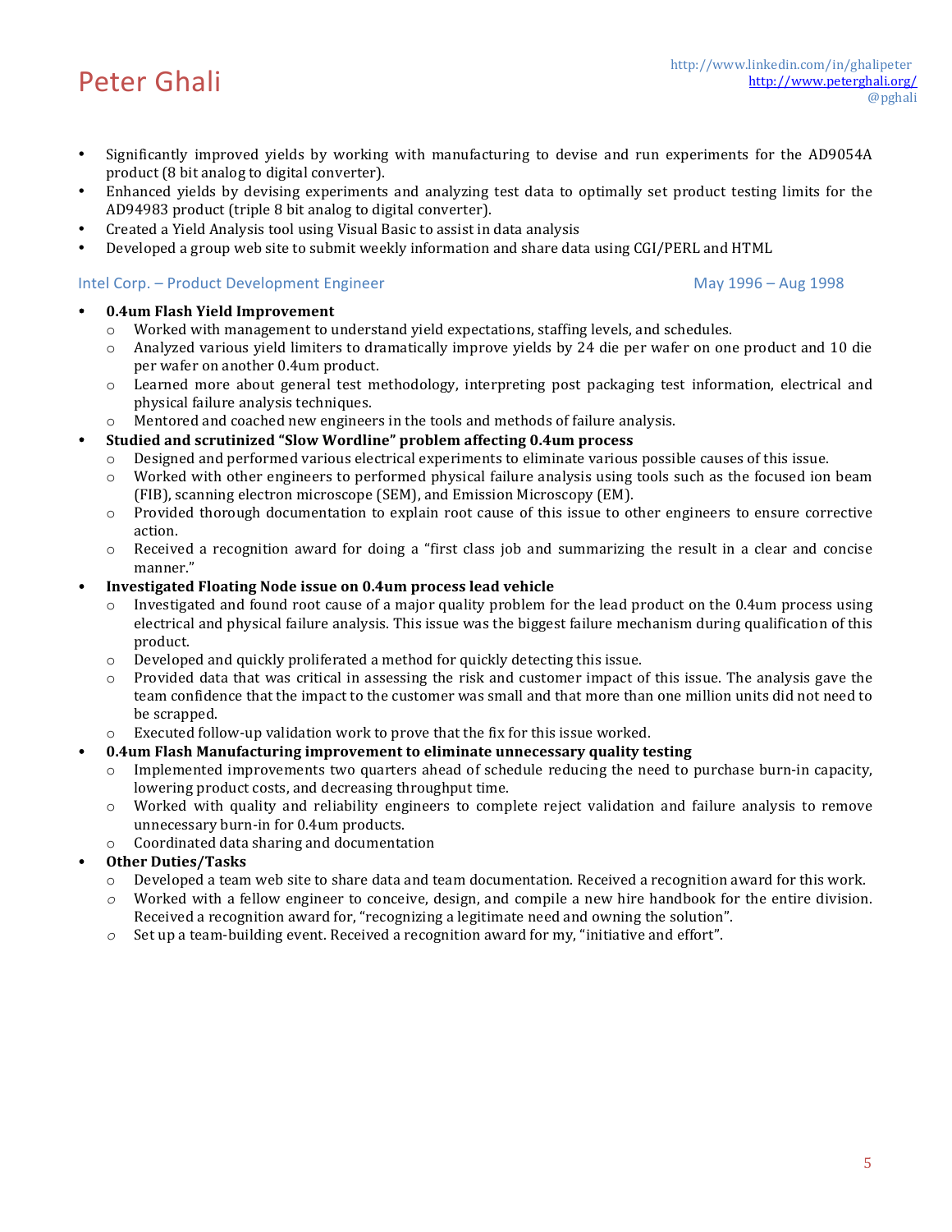- Significantly improved yields by working with manufacturing to devise and run experiments for the AD9054A product (8 bit analog to digital converter).
- Enhanced yields by devising experiments and analyzing test data to optimally set product testing limits for the AD94983 product (triple 8 bit analog to digital converter).
- Created a Yield Analysis tool using Visual Basic to assist in data analysis
- Developed a group web site to submit weekly information and share data using CGI/PERL and HTML

### Intel Corp. – Product Development Engineer — May 1996 – Aug 1998

- **0.4um Flash Yield Improvement**
  - Worked with management to understand yield expectations, staffing levels, and schedules.
  - Analyzed various yield limiters to dramatically improve yields by 24 die per wafer on one product and 10 die per wafer on another 0.4um product.
  - Learned more about general test methodology, interpreting post packaging test information, electrical and physical failure analysis techniques.
  - Mentored and coached new engineers in the tools and methods of failure analysis.
- **Studied and scrutinized "Slow Wordline" problem affecting 0.4um process**
  - Designed and performed various electrical experiments to eliminate various possible causes of this issue.
  - Worked with other engineers to performed physical failure analysis using tools such as the focused ion beam (FIB), scanning electron microscope (SEM), and Emission Microscopy (EM).
  - Provided thorough documentation to explain root cause of this issue to other engineers to ensure corrective action.
  - Received a recognition award for doing a "first class job and summarizing the result in a clear and concise manner."
- **Investigated Floating Node issue on 0.4um process lead vehicle**
  - Investigated and found root cause of a major quality problem for the lead product on the 0.4um process using electrical and physical failure analysis. This issue was the biggest failure mechanism during qualification of this product.
  - Developed and quickly proliferated a method for quickly detecting this issue.
  - Provided data that was critical in assessing the risk and customer impact of this issue. The analysis gave the team confidence that the impact to the customer was small and that more than one million units did not need to be scrapped.
  - Executed follow-up validation work to prove that the fix for this issue worked.
- **0.4um Flash Manufacturing improvement to eliminate unnecessary quality testing**
  - Implemented improvements two quarters ahead of schedule reducing the need to purchase burn-in capacity, lowering product costs, and decreasing throughput time.
  - Worked with quality and reliability engineers to complete reject validation and failure analysis to remove unnecessary burn-in for 0.4um products.
  - Coordinated data sharing and documentation
- **Other Duties/Tasks**
  - Developed a team web site to share data and team documentation. Received a recognition award for this work.
  - Worked with a fellow engineer to conceive, design, and compile a new hire handbook for the entire division. Received a recognition award for, "recognizing a legitimate need and owning the solution".
  - Set up a team-building event. Received a recognition award for my, "initiative and effort".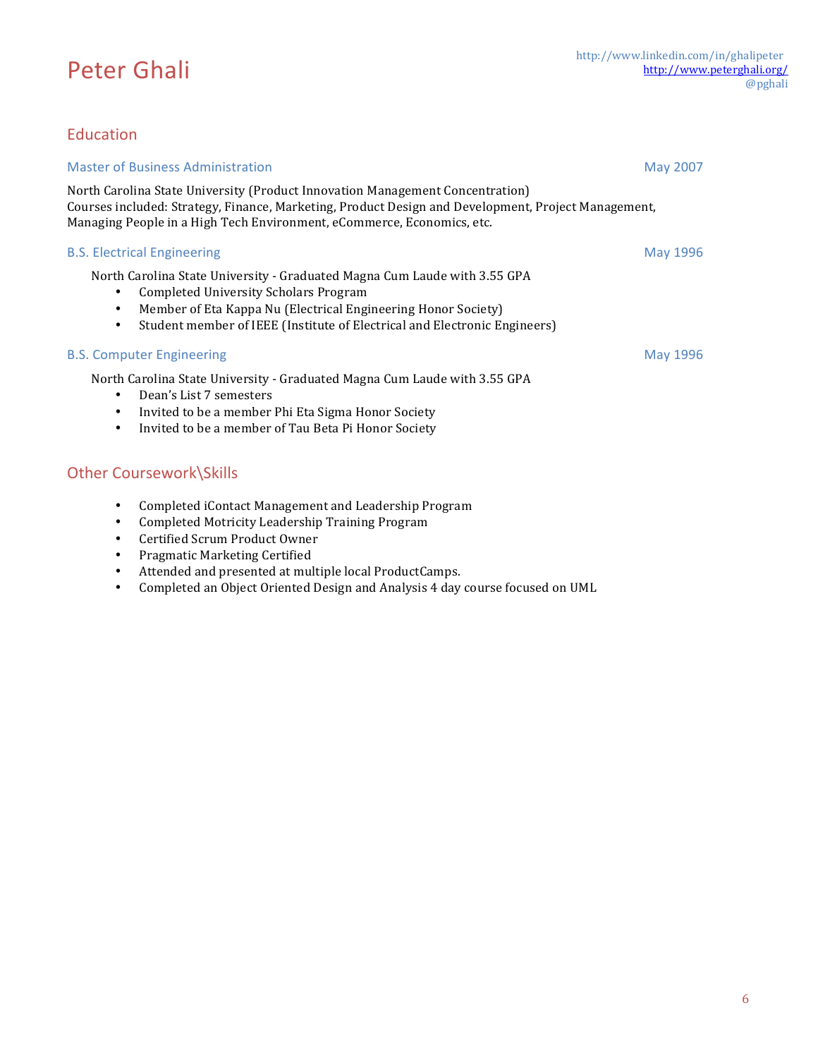# Peter Ghali

http://www.linkedin.com/in/ghalipeter
http://www.peterghali.org/
@pghali

## Education

### Master of Business Administration — May 2007

North Carolina State University (Product Innovation Management Concentration)
Courses included: Strategy, Finance, Marketing, Product Design and Development, Project Management, Managing People in a High Tech Environment, eCommerce, Economics, etc.

### B.S. Electrical Engineering — May 1996

North Carolina State University - Graduated Magna Cum Laude with 3.55 GPA

- Completed University Scholars Program
- Member of Eta Kappa Nu (Electrical Engineering Honor Society)
- Student member of IEEE (Institute of Electrical and Electronic Engineers)

### B.S. Computer Engineering — May 1996

North Carolina State University - Graduated Magna Cum Laude with 3.55 GPA

- Dean's List 7 semesters
- Invited to be a member Phi Eta Sigma Honor Society
- Invited to be a member of Tau Beta Pi Honor Society

## Other Coursework\Skills

- Completed iContact Management and Leadership Program
- Completed Motricity Leadership Training Program
- Certified Scrum Product Owner
- Pragmatic Marketing Certified
- Attended and presented at multiple local ProductCamps.
- Completed an Object Oriented Design and Analysis 4 day course focused on UML